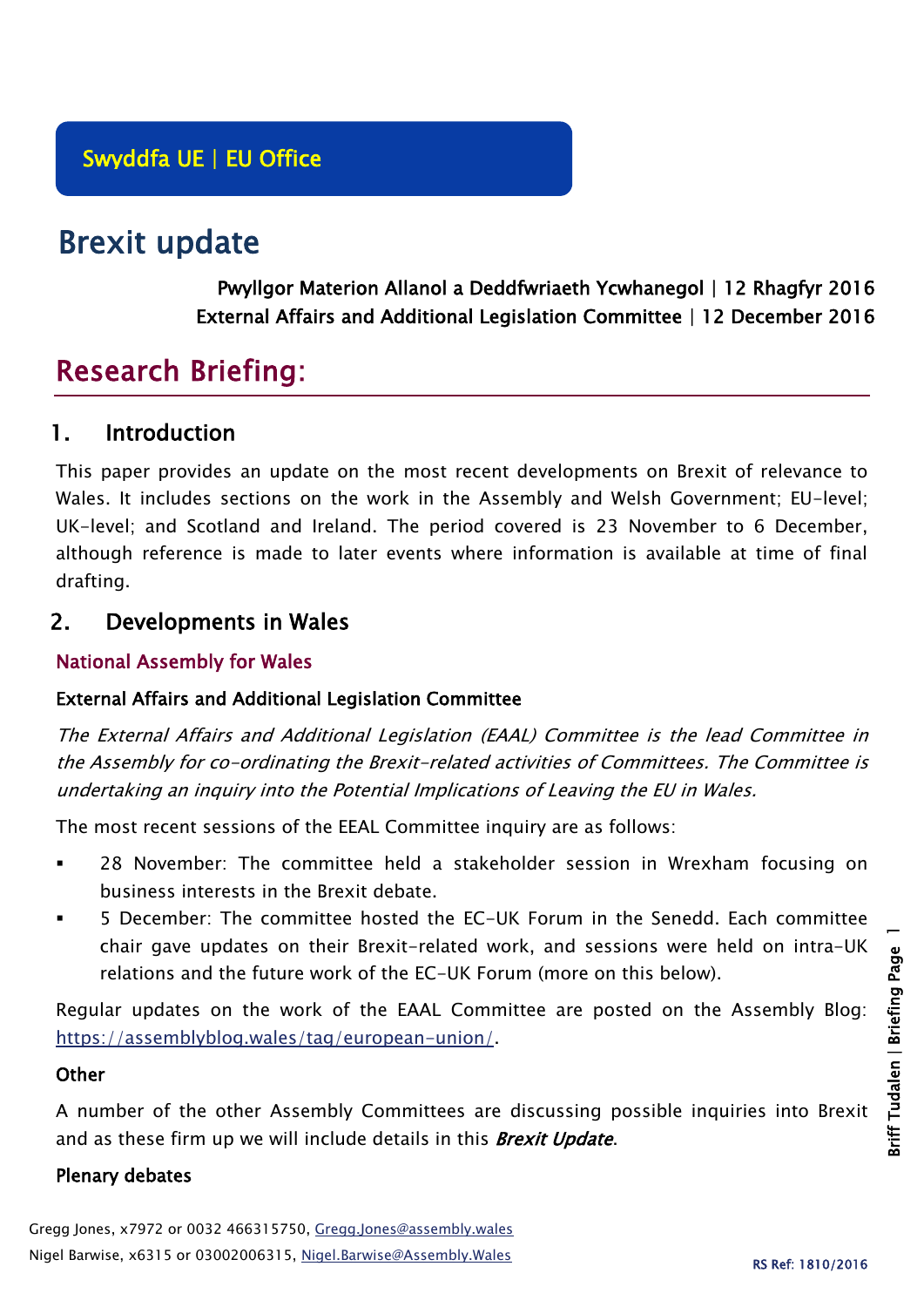Swyddfa UE | EU Office

# Brexit update

Pwyllgor Materion Allanol a Deddfwriaeth Ycwhanegol | 12 Rhagfyr 2016
External Affairs and Additional Legislation Committee | 12 December 2016

# Research Briefing:

## 1. Introduction

This paper provides an update on the most recent developments on Brexit of relevance to Wales. It includes sections on the work in the Assembly and Welsh Government; EU-level; UK-level; and Scotland and Ireland. The period covered is 23 November to 6 December, although reference is made to later events where information is available at time of final drafting.

## 2. Developments in Wales

### National Assembly for Wales

#### External Affairs and Additional Legislation Committee

*The External Affairs and Additional Legislation (EAAL) Committee is the lead Committee in the Assembly for co-ordinating the Brexit-related activities of Committees. The Committee is undertaking an inquiry into the Potential Implications of Leaving the EU in Wales.*

The most recent sessions of the EEAL Committee inquiry are as follows:

- 28 November: The committee held a stakeholder session in Wrexham focusing on business interests in the Brexit debate.
- 5 December: The committee hosted the EC-UK Forum in the Senedd. Each committee chair gave updates on their Brexit-related work, and sessions were held on intra-UK relations and the future work of the EC-UK Forum (more on this below).

Regular updates on the work of the EAAL Committee are posted on the Assembly Blog: https://assemblyblog.wales/tag/european-union/.

#### Other

A number of the other Assembly Committees are discussing possible inquiries into Brexit and as these firm up we will include details in this ***Brexit Update***.

#### Plenary debates

Gregg Jones, x7972 or 0032 466315750, Gregg.Jones@assembly.wales
Nigel Barwise, x6315 or 03002006315, Nigel.Barwise@Assembly.Wales

RS Ref: 1810/2016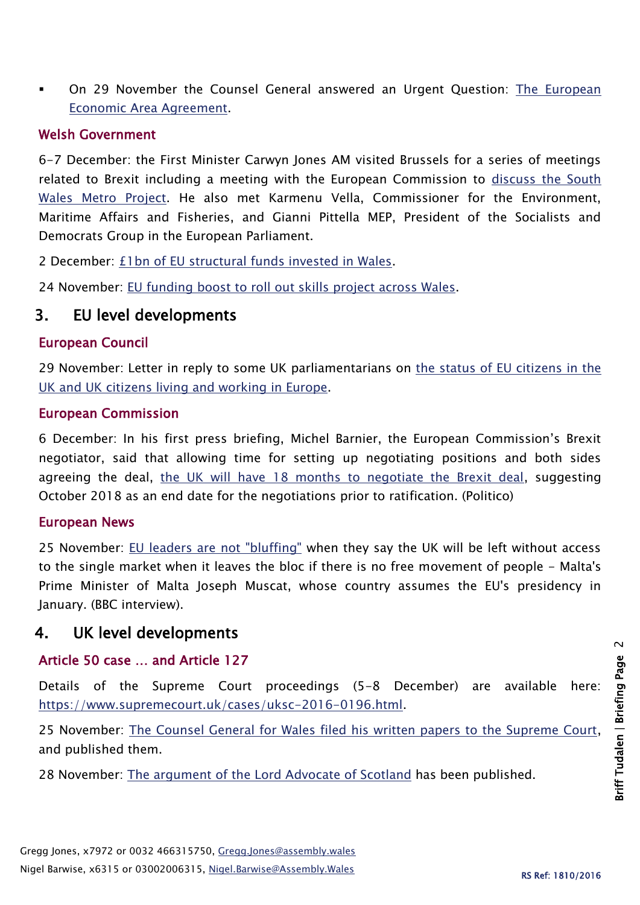- On 29 November the Counsel General answered an Urgent Question: The European Economic Area Agreement.

### Welsh Government

6-7 December: the First Minister Carwyn Jones AM visited Brussels for a series of meetings related to Brexit including a meeting with the European Commission to discuss the South Wales Metro Project. He also met Karmenu Vella, Commissioner for the Environment, Maritime Affairs and Fisheries, and Gianni Pittella MEP, President of the Socialists and Democrats Group in the European Parliament.

2 December: £1bn of EU structural funds invested in Wales.

24 November: EU funding boost to roll out skills project across Wales.

## 3. EU level developments

### European Council

29 November: Letter in reply to some UK parliamentarians on the status of EU citizens in the UK and UK citizens living and working in Europe.

### European Commission

6 December: In his first press briefing, Michel Barnier, the European Commission's Brexit negotiator, said that allowing time for setting up negotiating positions and both sides agreeing the deal, the UK will have 18 months to negotiate the Brexit deal, suggesting October 2018 as an end date for the negotiations prior to ratification. (Politico)

### European News

25 November: EU leaders are not "bluffing" when they say the UK will be left without access to the single market when it leaves the bloc if there is no free movement of people - Malta's Prime Minister of Malta Joseph Muscat, whose country assumes the EU's presidency in January. (BBC interview).

## 4. UK level developments

### Article 50 case … and Article 127

Details of the Supreme Court proceedings (5-8 December) are available here: https://www.supremecourt.uk/cases/uksc-2016-0196.html.

25 November: The Counsel General for Wales filed his written papers to the Supreme Court, and published them.

28 November: The argument of the Lord Advocate of Scotland has been published.

Gregg Jones, x7972 or 0032 466315750, Gregg.Jones@assembly.wales
Nigel Barwise, x6315 or 03002006315, Nigel.Barwise@Assembly.Wales

RS Ref: 1810/2016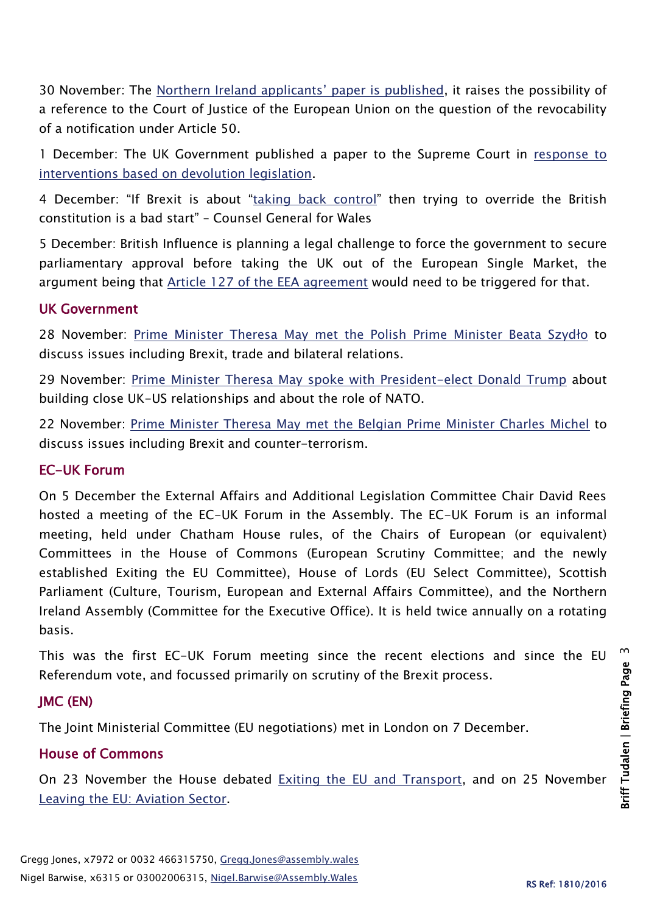30 November: The Northern Ireland applicants' paper is published, it raises the possibility of a reference to the Court of Justice of the European Union on the question of the revocability of a notification under Article 50.

1 December: The UK Government published a paper to the Supreme Court in response to interventions based on devolution legislation.

4 December: "If Brexit is about "taking back control" then trying to override the British constitution is a bad start" – Counsel General for Wales

5 December: British Influence is planning a legal challenge to force the government to secure parliamentary approval before taking the UK out of the European Single Market, the argument being that Article 127 of the EEA agreement would need to be triggered for that.

## UK Government

28 November: Prime Minister Theresa May met the Polish Prime Minister Beata Szydło to discuss issues including Brexit, trade and bilateral relations.

29 November: Prime Minister Theresa May spoke with President-elect Donald Trump about building close UK-US relationships and about the role of NATO.

22 November: Prime Minister Theresa May met the Belgian Prime Minister Charles Michel to discuss issues including Brexit and counter-terrorism.

## EC-UK Forum

On 5 December the External Affairs and Additional Legislation Committee Chair David Rees hosted a meeting of the EC-UK Forum in the Assembly. The EC-UK Forum is an informal meeting, held under Chatham House rules, of the Chairs of European (or equivalent) Committees in the House of Commons (European Scrutiny Committee; and the newly established Exiting the EU Committee), House of Lords (EU Select Committee), Scottish Parliament (Culture, Tourism, European and External Affairs Committee), and the Northern Ireland Assembly (Committee for the Executive Office). It is held twice annually on a rotating basis.

This was the first EC-UK Forum meeting since the recent elections and since the EU Referendum vote, and focussed primarily on scrutiny of the Brexit process.

## JMC (EN)

The Joint Ministerial Committee (EU negotiations) met in London on 7 December.

## House of Commons

On 23 November the House debated Exiting the EU and Transport, and on 25 November Leaving the EU: Aviation Sector.

Gregg Jones, x7972 or 0032 466315750, Gregg.Jones@assembly.wales
Nigel Barwise, x6315 or 03002006315, Nigel.Barwise@Assembly.Wales

RS Ref: 1810/2016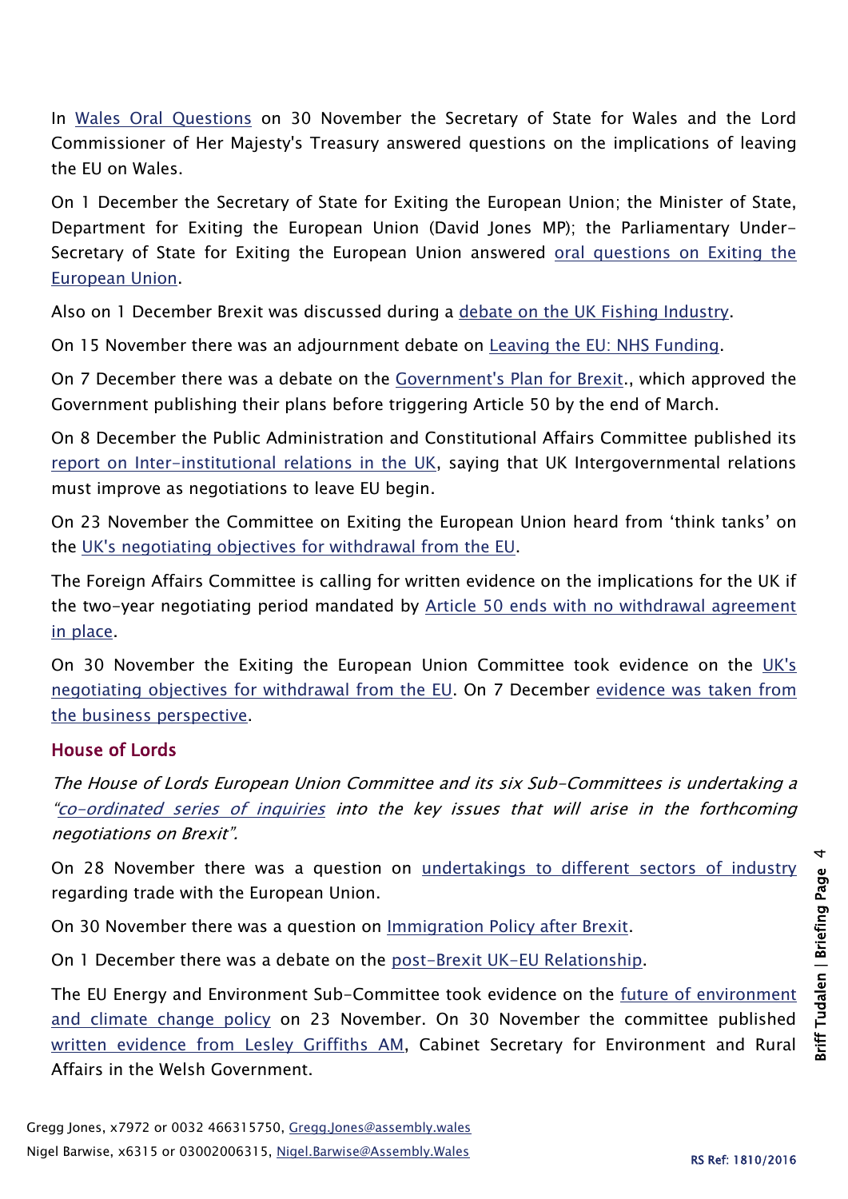In Wales Oral Questions on 30 November the Secretary of State for Wales and the Lord Commissioner of Her Majesty's Treasury answered questions on the implications of leaving the EU on Wales.

On 1 December the Secretary of State for Exiting the European Union; the Minister of State, Department for Exiting the European Union (David Jones MP); the Parliamentary Under-Secretary of State for Exiting the European Union answered oral questions on Exiting the European Union.

Also on 1 December Brexit was discussed during a debate on the UK Fishing Industry.

On 15 November there was an adjournment debate on Leaving the EU: NHS Funding.

On 7 December there was a debate on the Government's Plan for Brexit., which approved the Government publishing their plans before triggering Article 50 by the end of March.

On 8 December the Public Administration and Constitutional Affairs Committee published its report on Inter-institutional relations in the UK, saying that UK Intergovernmental relations must improve as negotiations to leave EU begin.

On 23 November the Committee on Exiting the European Union heard from 'think tanks' on the UK's negotiating objectives for withdrawal from the EU.

The Foreign Affairs Committee is calling for written evidence on the implications for the UK if the two-year negotiating period mandated by Article 50 ends with no withdrawal agreement in place.

On 30 November the Exiting the European Union Committee took evidence on the UK's negotiating objectives for withdrawal from the EU. On 7 December evidence was taken from the business perspective.

## House of Lords

*The House of Lords European Union Committee and its six Sub-Committees is undertaking a "co-ordinated series of inquiries into the key issues that will arise in the forthcoming negotiations on Brexit".*

On 28 November there was a question on undertakings to different sectors of industry regarding trade with the European Union.

On 30 November there was a question on Immigration Policy after Brexit.

On 1 December there was a debate on the post-Brexit UK-EU Relationship.

The EU Energy and Environment Sub-Committee took evidence on the future of environment and climate change policy on 23 November. On 30 November the committee published written evidence from Lesley Griffiths AM, Cabinet Secretary for Environment and Rural Affairs in the Welsh Government.

Gregg Jones, x7972 or 0032 466315750, Gregg.Jones@assembly.wales
Nigel Barwise, x6315 or 03002006315, Nigel.Barwise@Assembly.Wales

RS Ref: 1810/2016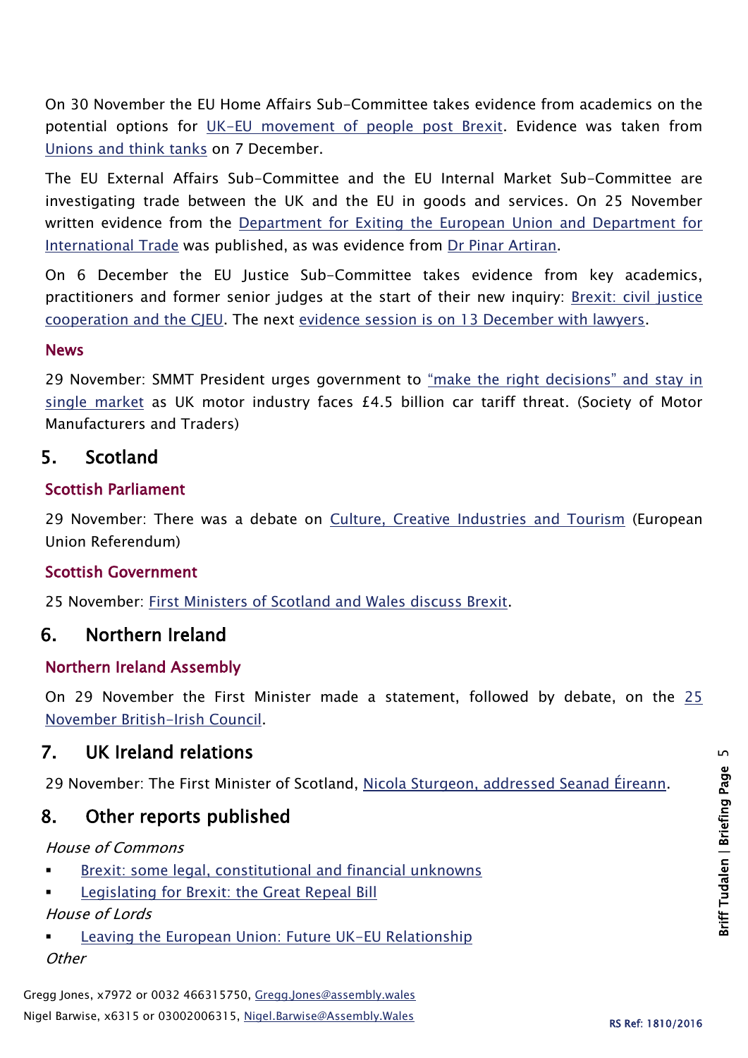On 30 November the EU Home Affairs Sub-Committee takes evidence from academics on the potential options for UK-EU movement of people post Brexit. Evidence was taken from Unions and think tanks on 7 December.

The EU External Affairs Sub-Committee and the EU Internal Market Sub-Committee are investigating trade between the UK and the EU in goods and services. On 25 November written evidence from the Department for Exiting the European Union and Department for International Trade was published, as was evidence from Dr Pinar Artiran.

On 6 December the EU Justice Sub-Committee takes evidence from key academics, practitioners and former senior judges at the start of their new inquiry: Brexit: civil justice cooperation and the CJEU. The next evidence session is on 13 December with lawyers.

### News

29 November: SMMT President urges government to "make the right decisions" and stay in single market as UK motor industry faces £4.5 billion car tariff threat. (Society of Motor Manufacturers and Traders)

## 5. Scotland

### Scottish Parliament

29 November: There was a debate on Culture, Creative Industries and Tourism (European Union Referendum)

### Scottish Government

25 November: First Ministers of Scotland and Wales discuss Brexit.

## 6. Northern Ireland

### Northern Ireland Assembly

On 29 November the First Minister made a statement, followed by debate, on the 25 November British-Irish Council.

## 7. UK Ireland relations

29 November: The First Minister of Scotland, Nicola Sturgeon, addressed Seanad Éireann.

## 8. Other reports published

*House of Commons*

- Brexit: some legal, constitutional and financial unknowns
- Legislating for Brexit: the Great Repeal Bill

*House of Lords*

- Leaving the European Union: Future UK-EU Relationship

*Other*

Gregg Jones, x7972 or 0032 466315750, Gregg.Jones@assembly.wales
Nigel Barwise, x6315 or 03002006315, Nigel.Barwise@Assembly.Wales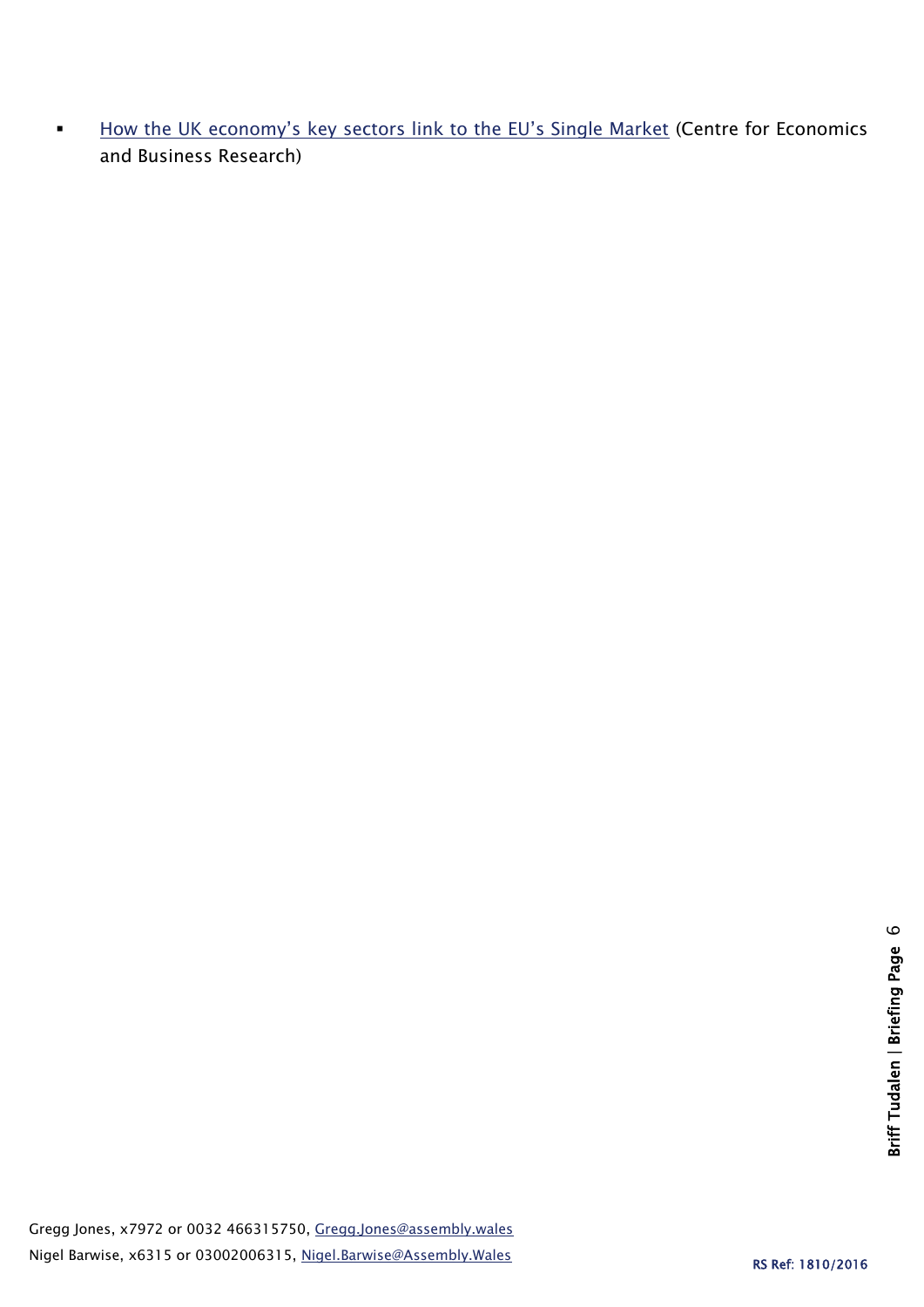- How the UK economy's key sectors link to the EU's Single Market (Centre for Economics and Business Research)

Gregg Jones, x7972 or 0032 466315750, Gregg.Jones@assembly.wales

Nigel Barwise, x6315 or 03002006315, Nigel.Barwise@Assembly.Wales

RS Ref: 1810/2016